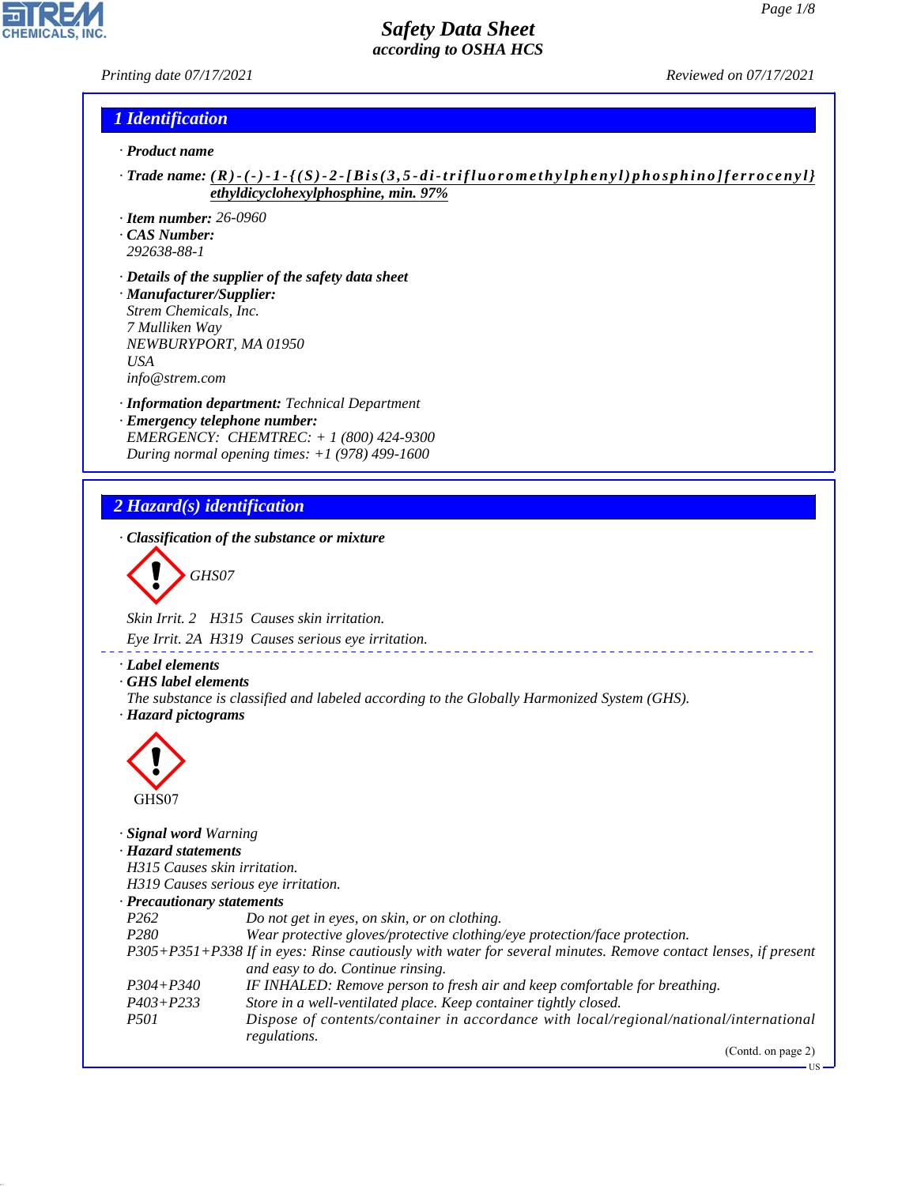# Safety Data Sheet
*according to OSHA HCS*

Printing date 07/17/2021 Reviewed on 07/17/2021

## 1 Identification

· **Product name**

· **Trade name:** (R)-(-)-1-{(S)-2-[Bis(3,5-di-trifluoromethylphenyl)phosphino]ferrocenyl}ethyldicyclohexylphosphine, min. 97%

· **Item number:** 26-0960
· **CAS Number:**
292638-88-1

· **Details of the supplier of the safety data sheet**
· **Manufacturer/Supplier:**
Strem Chemicals, Inc.
7 Mulliken Way
NEWBURYPORT, MA 01950
USA
info@strem.com

· **Information department:** Technical Department
· **Emergency telephone number:**
EMERGENCY: CHEMTREC: + 1 (800) 424-9300
During normal opening times: +1 (978) 499-1600

## 2 Hazard(s) identification

· **Classification of the substance or mixture**

GHS07

Skin Irrit. 2 H315 Causes skin irritation.

Eye Irrit. 2A H319 Causes serious eye irritation.

· **Label elements**
· **GHS label elements**
The substance is classified and labeled according to the Globally Harmonized System (GHS).
· **Hazard pictograms**

GHS07

· **Signal word** Warning
· **Hazard statements**
H315 Causes skin irritation.
H319 Causes serious eye irritation.
· **Precautionary statements**

| | |
|---|---|
| P262 | Do not get in eyes, on skin, or on clothing. |
| P280 | Wear protective gloves/protective clothing/eye protection/face protection. |
| P305+P351+P338 | If in eyes: Rinse cautiously with water for several minutes. Remove contact lenses, if present and easy to do. Continue rinsing. |
| P304+P340 | IF INHALED: Remove person to fresh air and keep comfortable for breathing. |
| P403+P233 | Store in a well-ventilated place. Keep container tightly closed. |
| P501 | Dispose of contents/container in accordance with local/regional/national/international regulations. |

(Contd. on page 2)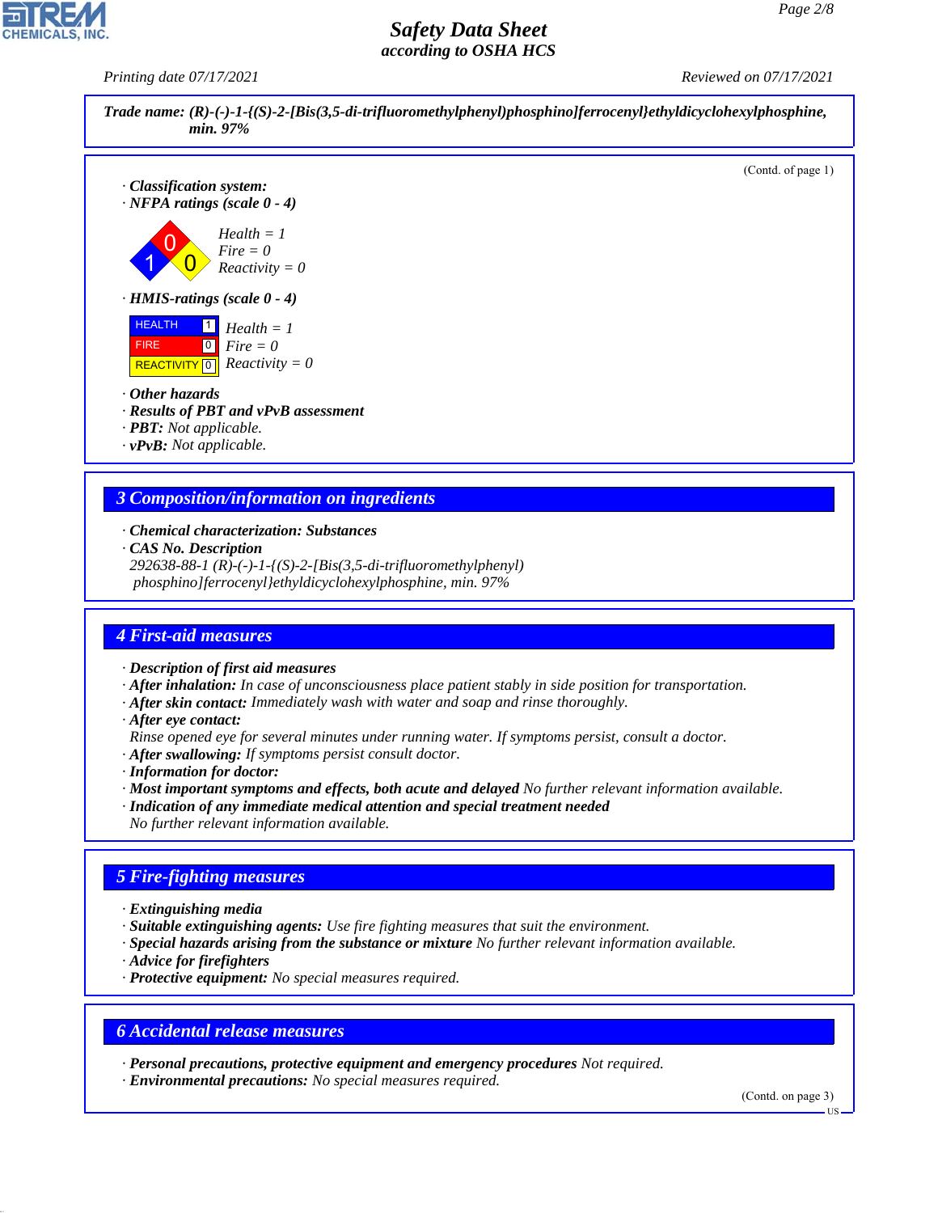**Trade name: (R)-(-)-1-{(S)-2-[Bis(3,5-di-trifluoromethylphenyl)phosphino]ferrocenyl}ethyldicyclohexylphosphine, min. 97%**

(Contd. of page 1)

· **Classification system:**
· **NFPA ratings (scale 0 - 4)**

Health = 1
Fire = 0
Reactivity = 0

· **HMIS-ratings (scale 0 - 4)**

| | | |
|---|---|---|
| HEALTH | 1 | Health = 1 |
| FIRE | 0 | Fire = 0 |
| REACTIVITY | 0 | Reactivity = 0 |

· **Other hazards**
· **Results of PBT and vPvB assessment**
· **PBT:** Not applicable.
· **vPvB:** Not applicable.

## 3 Composition/information on ingredients

· **Chemical characterization: Substances**
· **CAS No. Description**
292638-88-1 (R)-(-)-1-{(S)-2-[Bis(3,5-di-trifluoromethylphenyl)phosphino]ferrocenyl}ethyldicyclohexylphosphine, min. 97%

## 4 First-aid measures

· **Description of first aid measures**
· **After inhalation:** In case of unconsciousness place patient stably in side position for transportation.
· **After skin contact:** Immediately wash with water and soap and rinse thoroughly.
· **After eye contact:**
Rinse opened eye for several minutes under running water. If symptoms persist, consult a doctor.
· **After swallowing:** If symptoms persist consult doctor.
· **Information for doctor:**
· **Most important symptoms and effects, both acute and delayed** No further relevant information available.
· **Indication of any immediate medical attention and special treatment needed**
No further relevant information available.

## 5 Fire-fighting measures

· **Extinguishing media**
· **Suitable extinguishing agents:** Use fire fighting measures that suit the environment.
· **Special hazards arising from the substance or mixture** No further relevant information available.
· **Advice for firefighters**
· **Protective equipment:** No special measures required.

## 6 Accidental release measures

· **Personal precautions, protective equipment and emergency procedures** Not required.
· **Environmental precautions:** No special measures required.

(Contd. on page 3)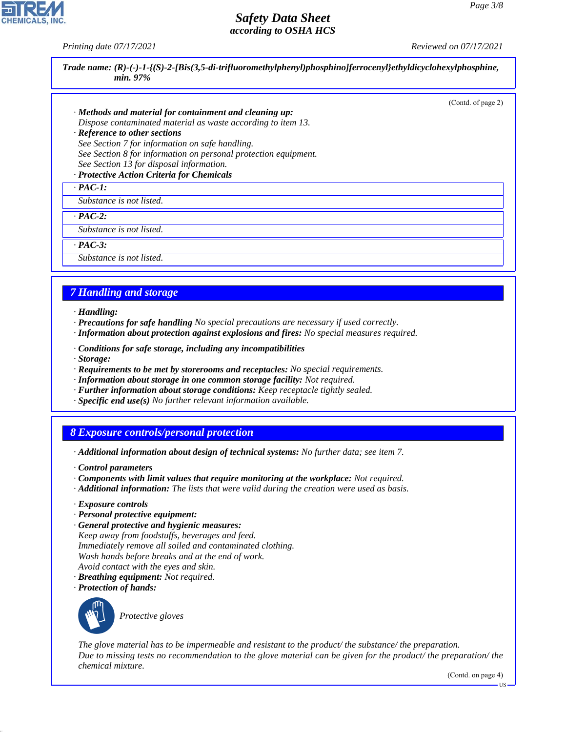Trade name: (R)-(-)-1-{(S)-2-[Bis(3,5-di-trifluoromethylphenyl)phosphino]ferrocenyl}ethyldicyclohexylphosphine, min. 97%

(Contd. of page 2)

· **Methods and material for containment and cleaning up:**
Dispose contaminated material as waste according to item 13.

· **Reference to other sections**
See Section 7 for information on safe handling.
See Section 8 for information on personal protection equipment.
See Section 13 for disposal information.

· **Protective Action Criteria for Chemicals**

· **PAC-1:**
Substance is not listed.

· **PAC-2:**
Substance is not listed.

· **PAC-3:**
Substance is not listed.

## 7 Handling and storage

· **Handling:**
· **Precautions for safe handling** No special precautions are necessary if used correctly.
· **Information about protection against explosions and fires:** No special measures required.

· **Conditions for safe storage, including any incompatibilities**
· **Storage:**
· **Requirements to be met by storerooms and receptacles:** No special requirements.
· **Information about storage in one common storage facility:** Not required.
· **Further information about storage conditions:** Keep receptacle tightly sealed.
· **Specific end use(s)** No further relevant information available.

## 8 Exposure controls/personal protection

· **Additional information about design of technical systems:** No further data; see item 7.

· **Control parameters**
· **Components with limit values that require monitoring at the workplace:** Not required.
· **Additional information:** The lists that were valid during the creation were used as basis.

· **Exposure controls**
· **Personal protective equipment:**
· **General protective and hygienic measures:**
Keep away from foodstuffs, beverages and feed.
Immediately remove all soiled and contaminated clothing.
Wash hands before breaks and at the end of work.
Avoid contact with the eyes and skin.
· **Breathing equipment:** Not required.
· **Protection of hands:**

Protective gloves

The glove material has to be impermeable and resistant to the product/ the substance/ the preparation.
Due to missing tests no recommendation to the glove material can be given for the product/ the preparation/ the chemical mixture.

(Contd. on page 4)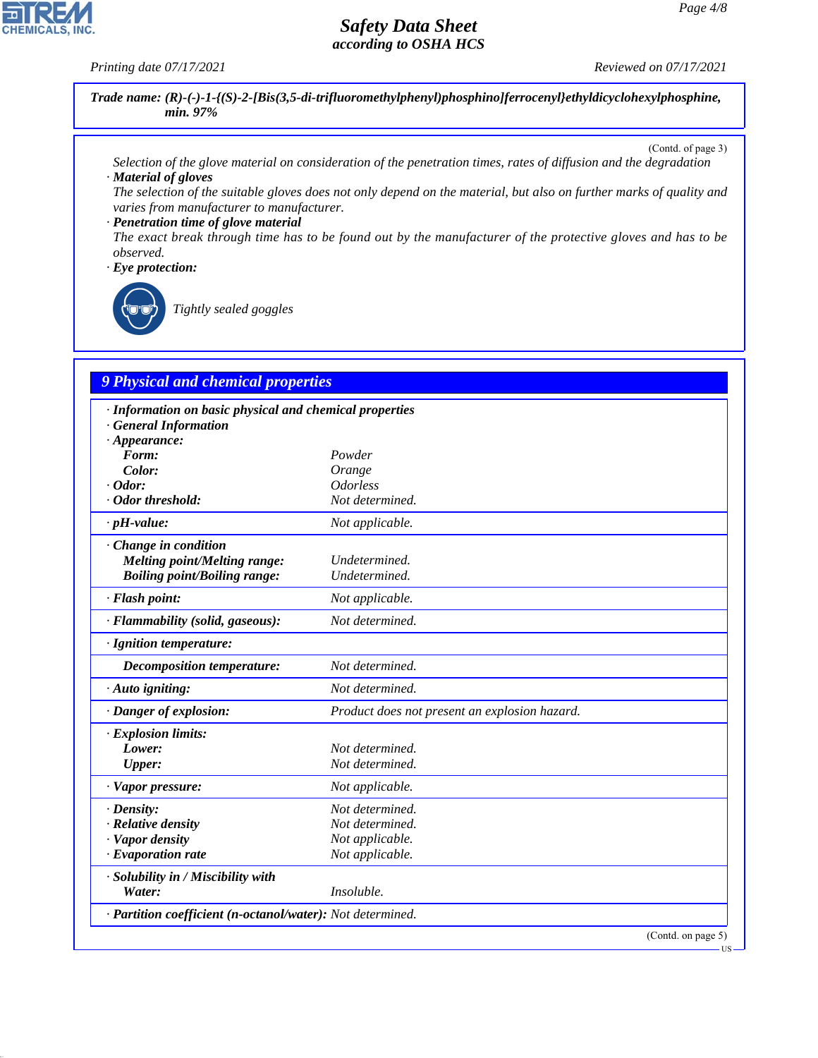**Trade name: (R)-(-)-1-{(S)-2-[Bis(3,5-di-trifluoromethylphenyl)phosphino]ferrocenyl}ethyldicyclohexylphosphine, min. 97%**

(Contd. of page 3)

Selection of the glove material on consideration of the penetration times, rates of diffusion and the degradation

· **Material of gloves**

The selection of the suitable gloves does not only depend on the material, but also on further marks of quality and varies from manufacturer to manufacturer.

· **Penetration time of glove material**

The exact break through time has to be found out by the manufacturer of the protective gloves and has to be observed.

· **Eye protection:**

Tightly sealed goggles

## 9 Physical and chemical properties

| | |
|---|---|
| · **Information on basic physical and chemical properties** | |
| · **General Information** | |
| · **Appearance:** | |
| **Form:** | Powder |
| **Color:** | Orange |
| · **Odor:** | Odorless |
| · **Odor threshold:** | Not determined. |
| · **pH-value:** | Not applicable. |
| · **Change in condition** | |
| **Melting point/Melting range:** | Undetermined. |
| **Boiling point/Boiling range:** | Undetermined. |
| · **Flash point:** | Not applicable. |
| · **Flammability (solid, gaseous):** | Not determined. |
| · **Ignition temperature:** | |
| **Decomposition temperature:** | Not determined. |
| · **Auto igniting:** | Not determined. |
| · **Danger of explosion:** | Product does not present an explosion hazard. |
| · **Explosion limits:** | |
| **Lower:** | Not determined. |
| **Upper:** | Not determined. |
| · **Vapor pressure:** | Not applicable. |
| · **Density:** | Not determined. |
| · **Relative density** | Not determined. |
| · **Vapor density** | Not applicable. |
| · **Evaporation rate** | Not applicable. |
| · **Solubility in / Miscibility with** | |
| **Water:** | Insoluble. |
| · **Partition coefficient (n-octanol/water):** | Not determined. |

(Contd. on page 5)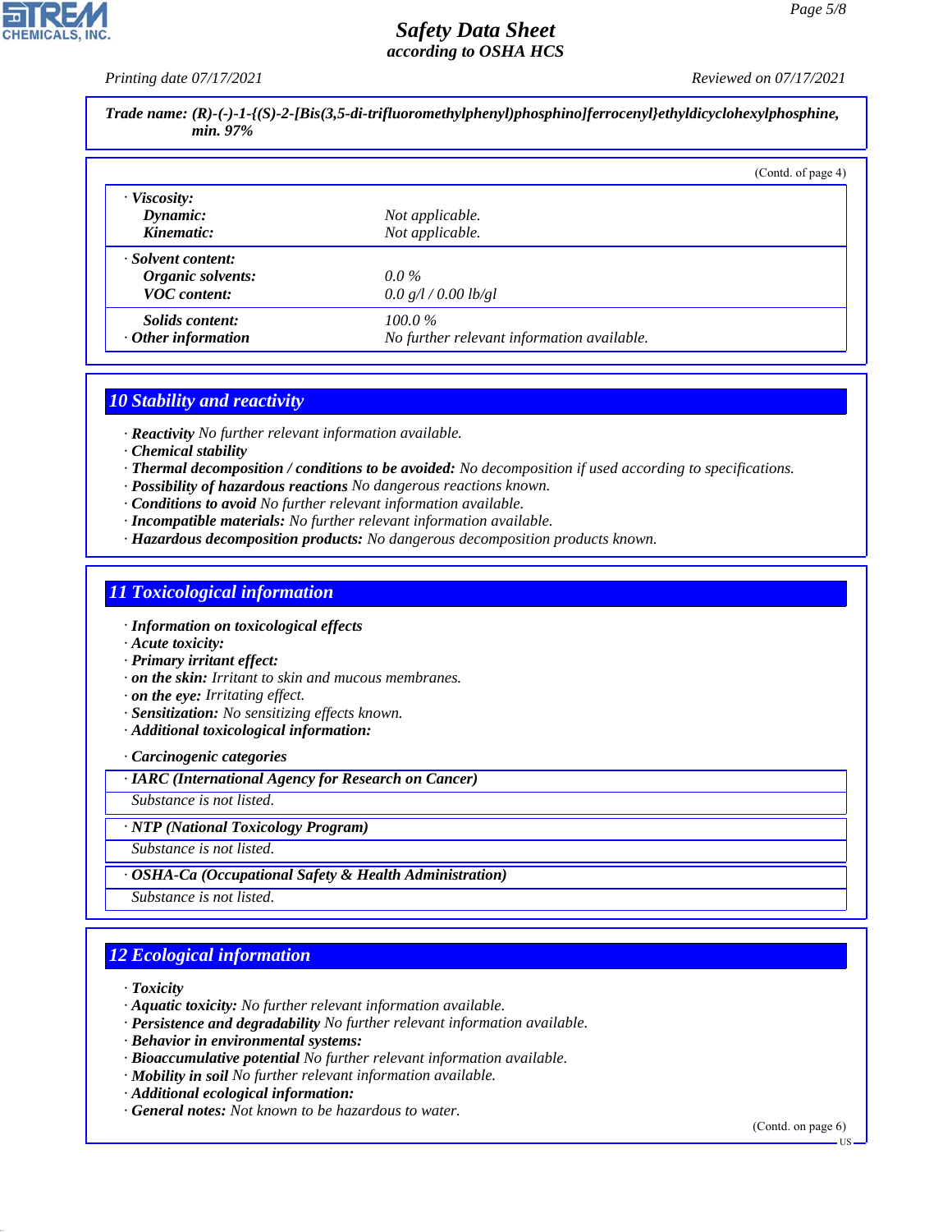**Trade name: (R)-(-)-1-{(S)-2-[Bis(3,5-di-trifluoromethylphenyl)phosphino]ferrocenyl}ethyldicyclohexylphosphine, min. 97%**

(Contd. of page 4)

| | |
|---|---|
| · **Viscosity:** | |
| **Dynamic:** | Not applicable. |
| **Kinematic:** | Not applicable. |
| · **Solvent content:** | |
| **Organic solvents:** | 0.0 % |
| **VOC content:** | 0.0 g/l / 0.00 lb/gl |
| **Solids content:** | 100.0 % |
| · **Other information** | No further relevant information available. |

## 10 Stability and reactivity

- · **Reactivity** No further relevant information available.
- · **Chemical stability**
- · **Thermal decomposition / conditions to be avoided:** No decomposition if used according to specifications.
- · **Possibility of hazardous reactions** No dangerous reactions known.
- · **Conditions to avoid** No further relevant information available.
- · **Incompatible materials:** No further relevant information available.
- · **Hazardous decomposition products:** No dangerous decomposition products known.

## 11 Toxicological information

- · **Information on toxicological effects**
- · **Acute toxicity:**
- · **Primary irritant effect:**
- · **on the skin:** Irritant to skin and mucous membranes.
- · **on the eye:** Irritating effect.
- · **Sensitization:** No sensitizing effects known.
- · **Additional toxicological information:**
- · **Carcinogenic categories**

· **IARC (International Agency for Research on Cancer)**

Substance is not listed.

· **NTP (National Toxicology Program)**

Substance is not listed.

· **OSHA-Ca (Occupational Safety & Health Administration)**

Substance is not listed.

## 12 Ecological information

- · **Toxicity**
- · **Aquatic toxicity:** No further relevant information available.
- · **Persistence and degradability** No further relevant information available.
- · **Behavior in environmental systems:**
- · **Bioaccumulative potential** No further relevant information available.
- · **Mobility in soil** No further relevant information available.
- · **Additional ecological information:**
- · **General notes:** Not known to be hazardous to water.

(Contd. on page 6)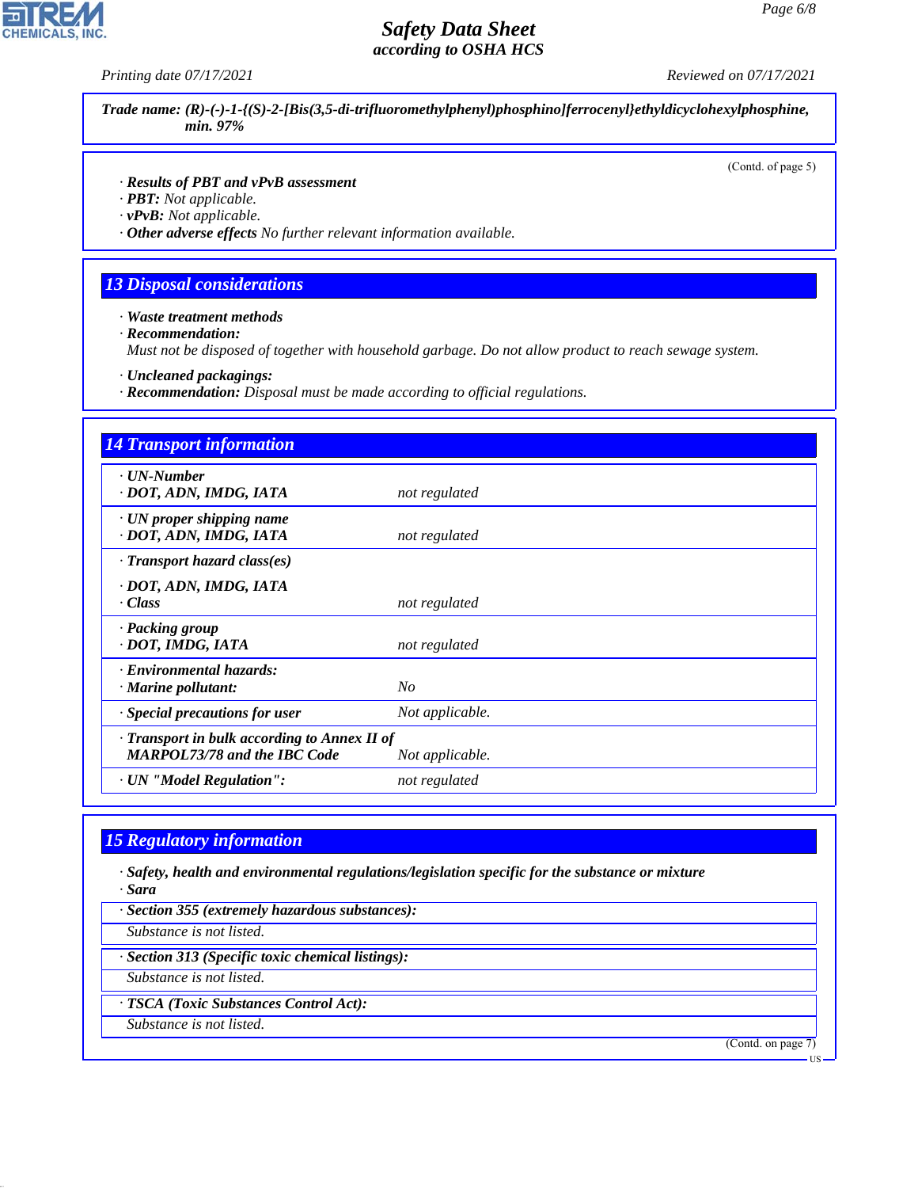**Trade name: (R)-(-)-1-{(S)-2-[Bis(3,5-di-trifluoromethylphenyl)phosphino]ferrocenyl}ethyldicyclohexylphosphine, min. 97%**

(Contd. of page 5)

· **Results of PBT and vPvB assessment**
· **PBT:** Not applicable.
· **vPvB:** Not applicable.
· **Other adverse effects** No further relevant information available.

## 13 Disposal considerations

· **Waste treatment methods**
· **Recommendation:**
Must not be disposed of together with household garbage. Do not allow product to reach sewage system.

· **Uncleaned packagings:**
· **Recommendation:** Disposal must be made according to official regulations.

## 14 Transport information

| | |
|---|---|
| · **UN-Number**<br>· **DOT, ADN, IMDG, IATA** | not regulated |
| · **UN proper shipping name**<br>· **DOT, ADN, IMDG, IATA** | not regulated |
| · **Transport hazard class(es)**<br>· **DOT, ADN, IMDG, IATA**<br>· **Class** | not regulated |
| · **Packing group**<br>· **DOT, IMDG, IATA** | not regulated |
| · **Environmental hazards:**<br>· **Marine pollutant:** | No |
| · **Special precautions for user** | Not applicable. |
| · **Transport in bulk according to Annex II of MARPOL73/78 and the IBC Code** | Not applicable. |
| · **UN "Model Regulation":** | not regulated |

## 15 Regulatory information

· **Safety, health and environmental regulations/legislation specific for the substance or mixture**
· **Sara**

· **Section 355 (extremely hazardous substances):**
Substance is not listed.

· **Section 313 (Specific toxic chemical listings):**
Substance is not listed.

· **TSCA (Toxic Substances Control Act):**
Substance is not listed.

(Contd. on page 7)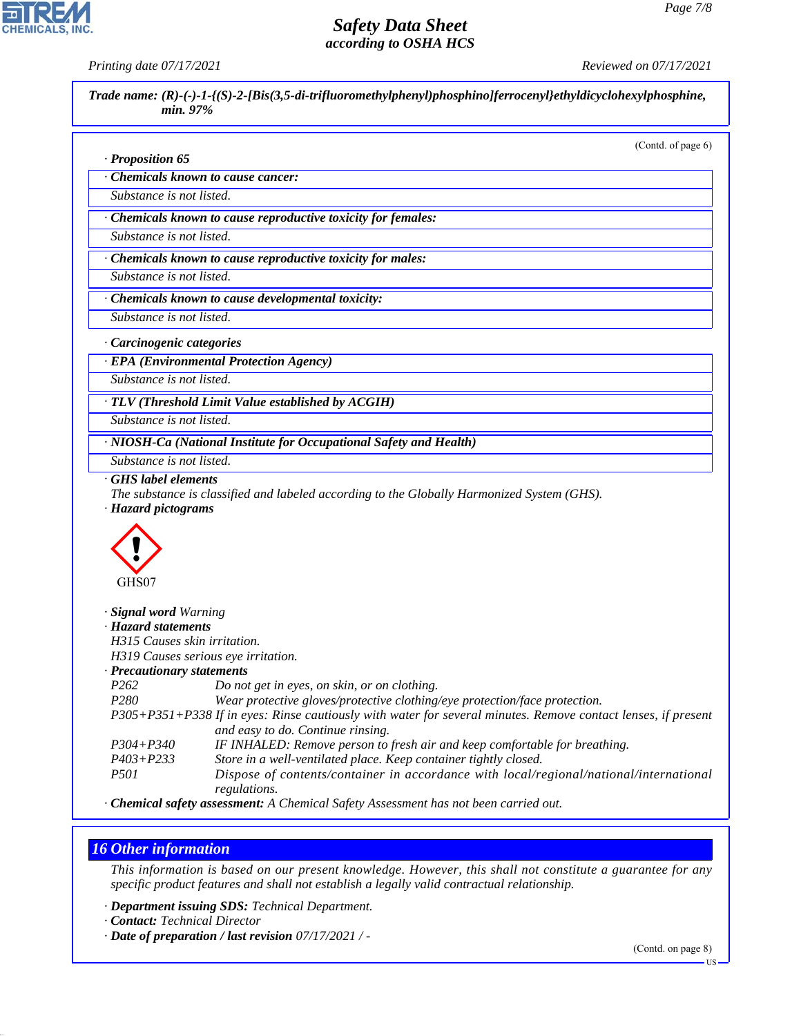**Trade name: (R)-(-)-1-{(S)-2-[Bis(3,5-di-trifluoromethylphenyl)phosphino]ferrocenyl}ethyldicyclohexylphosphine, min. 97%**

(Contd. of page 6)

· **Proposition 65**

· **Chemicals known to cause cancer:**
Substance is not listed.

· **Chemicals known to cause reproductive toxicity for females:**
Substance is not listed.

· **Chemicals known to cause reproductive toxicity for males:**
Substance is not listed.

· **Chemicals known to cause developmental toxicity:**
Substance is not listed.

· **Carcinogenic categories**

· **EPA (Environmental Protection Agency)**
Substance is not listed.

· **TLV (Threshold Limit Value established by ACGIH)**
Substance is not listed.

· **NIOSH-Ca (National Institute for Occupational Safety and Health)**
Substance is not listed.

· **GHS label elements**
The substance is classified and labeled according to the Globally Harmonized System (GHS).

· **Hazard pictograms**

GHS07

· **Signal word** Warning

· **Hazard statements**
H315 Causes skin irritation.
H319 Causes serious eye irritation.

· **Precautionary statements**

| | |
|---|---|
| P262 | Do not get in eyes, on skin, or on clothing. |
| P280 | Wear protective gloves/protective clothing/eye protection/face protection. |
| P305+P351+P338 | If in eyes: Rinse cautiously with water for several minutes. Remove contact lenses, if present and easy to do. Continue rinsing. |
| P304+P340 | IF INHALED: Remove person to fresh air and keep comfortable for breathing. |
| P403+P233 | Store in a well-ventilated place. Keep container tightly closed. |
| P501 | Dispose of contents/container in accordance with local/regional/national/international regulations. |

· **Chemical safety assessment:** A Chemical Safety Assessment has not been carried out.

## 16 Other information

This information is based on our present knowledge. However, this shall not constitute a guarantee for any specific product features and shall not establish a legally valid contractual relationship.

· **Department issuing SDS:** Technical Department.
· **Contact:** Technical Director
· **Date of preparation / last revision** 07/17/2021 / -

(Contd. on page 8)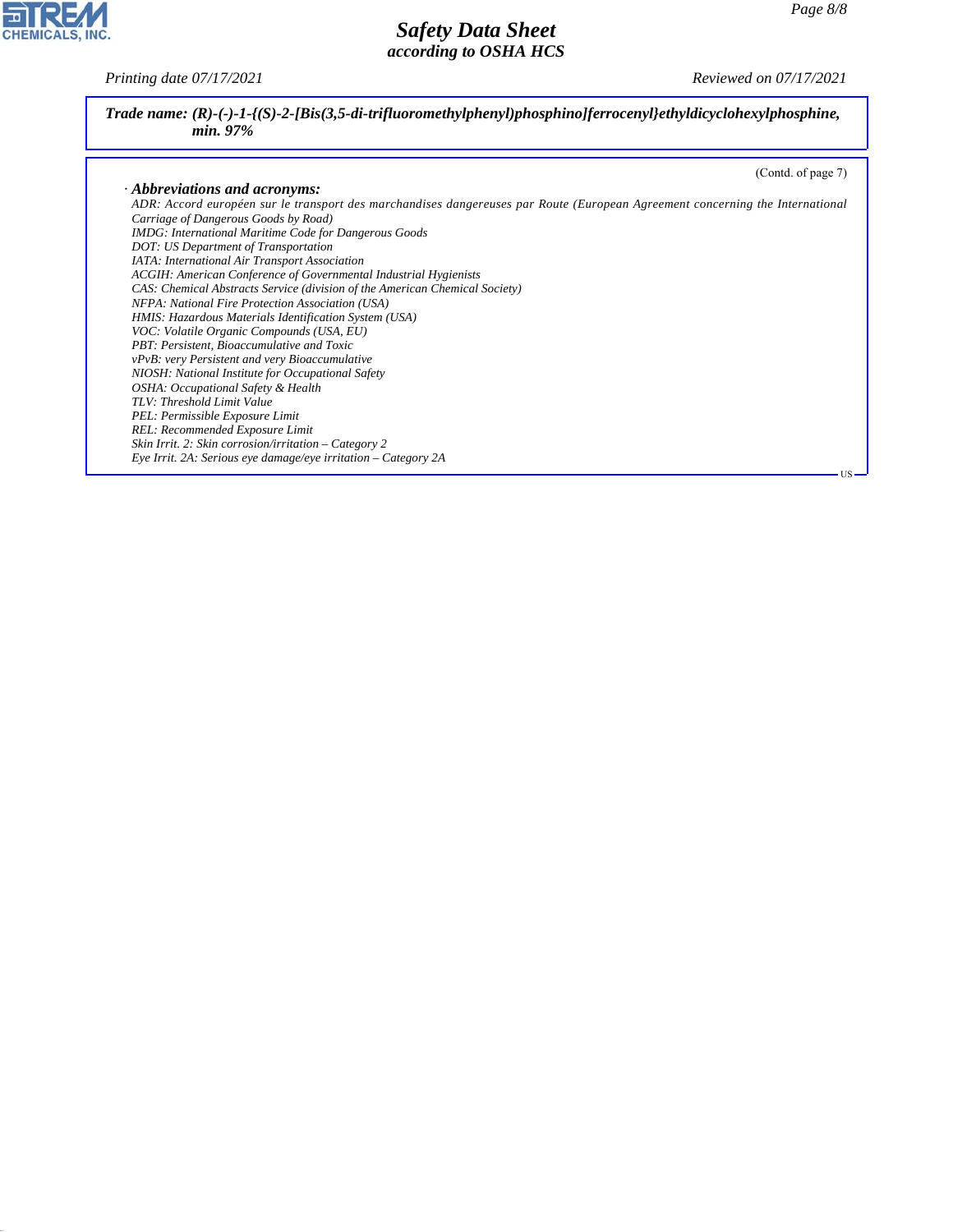**Trade name: (R)-(-)-1-{(S)-2-[Bis(3,5-di-trifluoromethylphenyl)phosphino]ferrocenyl}ethyldicyclohexylphosphine, min. 97%**

(Contd. of page 7)

### · Abbreviations and acronyms:

ADR: Accord européen sur le transport des marchandises dangereuses par Route (European Agreement concerning the International Carriage of Dangerous Goods by Road)
IMDG: International Maritime Code for Dangerous Goods
DOT: US Department of Transportation
IATA: International Air Transport Association
ACGIH: American Conference of Governmental Industrial Hygienists
CAS: Chemical Abstracts Service (division of the American Chemical Society)
NFPA: National Fire Protection Association (USA)
HMIS: Hazardous Materials Identification System (USA)
VOC: Volatile Organic Compounds (USA, EU)
PBT: Persistent, Bioaccumulative and Toxic
vPvB: very Persistent and very Bioaccumulative
NIOSH: National Institute for Occupational Safety
OSHA: Occupational Safety & Health
TLV: Threshold Limit Value
PEL: Permissible Exposure Limit
REL: Recommended Exposure Limit
Skin Irrit. 2: Skin corrosion/irritation – Category 2
Eye Irrit. 2A: Serious eye damage/eye irritation – Category 2A